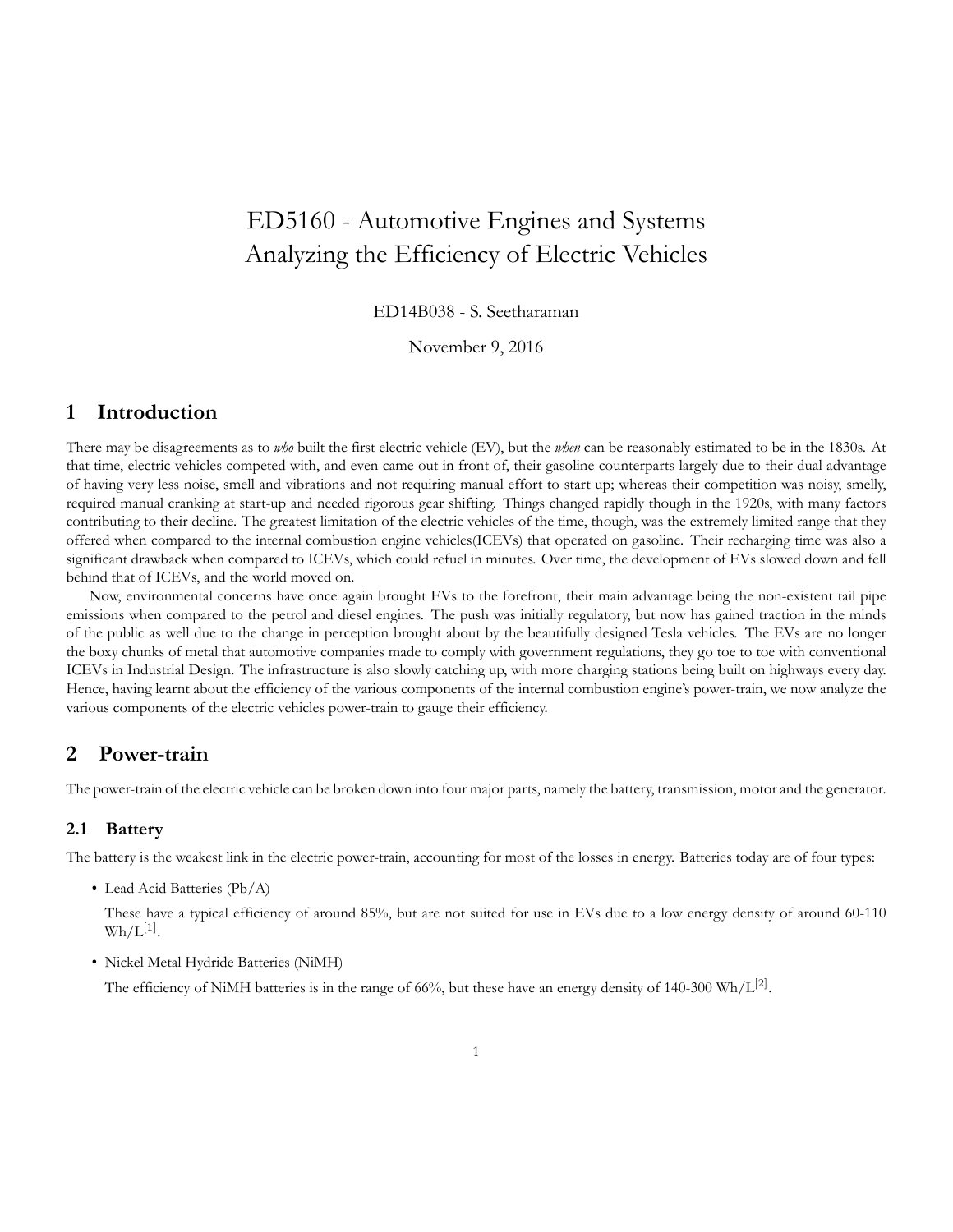# ED5160 - Automotive Engines and Systems
# Analyzing the Efficiency of Electric Vehicles

ED14B038 - S. Seetharaman

November 9, 2016

## 1 Introduction

There may be disagreements as to *who* built the first electric vehicle (EV), but the *when* can be reasonably estimated to be in the 1830s. At that time, electric vehicles competed with, and even came out in front of, their gasoline counterparts largely due to their dual advantage of having very less noise, smell and vibrations and not requiring manual effort to start up; whereas their competition was noisy, smelly, required manual cranking at start-up and needed rigorous gear shifting. Things changed rapidly though in the 1920s, with many factors contributing to their decline. The greatest limitation of the electric vehicles of the time, though, was the extremely limited range that they offered when compared to the internal combustion engine vehicles(ICEVs) that operated on gasoline. Their recharging time was also a significant drawback when compared to ICEVs, which could refuel in minutes. Over time, the development of EVs slowed down and fell behind that of ICEVs, and the world moved on.

Now, environmental concerns have once again brought EVs to the forefront, their main advantage being the non-existent tail pipe emissions when compared to the petrol and diesel engines. The push was initially regulatory, but now has gained traction in the minds of the public as well due to the change in perception brought about by the beautifully designed Tesla vehicles. The EVs are no longer the boxy chunks of metal that automotive companies made to comply with government regulations, they go toe to toe with conventional ICEVs in Industrial Design. The infrastructure is also slowly catching up, with more charging stations being built on highways every day. Hence, having learnt about the efficiency of the various components of the internal combustion engine's power-train, we now analyze the various components of the electric vehicles power-train to gauge their efficiency.

## 2 Power-train

The power-train of the electric vehicle can be broken down into four major parts, namely the battery, transmission, motor and the generator.

### 2.1 Battery

The battery is the weakest link in the electric power-train, accounting for most of the losses in energy. Batteries today are of four types:

- Lead Acid Batteries (Pb/A)

  These have a typical efficiency of around 85%, but are not suited for use in EVs due to a low energy density of around 60-110 Wh/L[1].

- Nickel Metal Hydride Batteries (NiMH)

  The efficiency of NiMH batteries is in the range of 66%, but these have an energy density of 140-300 Wh/L[2].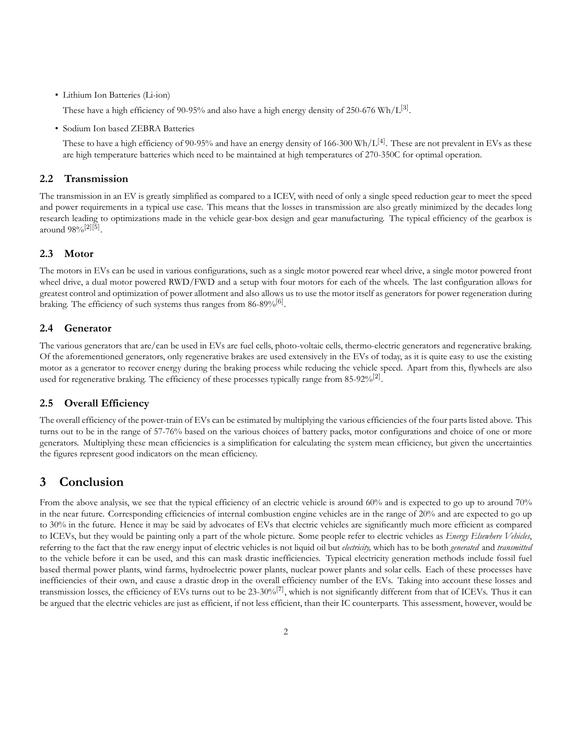- Lithium Ion Batteries (Li-ion)

  These have a high efficiency of 90-95% and also have a high energy density of 250-676 Wh/L[3].

- Sodium Ion based ZEBRA Batteries

  These to have a high efficiency of 90-95% and have an energy density of 166-300 Wh/L[4]. These are not prevalent in EVs as these are high temperature batteries which need to be maintained at high temperatures of 270-350C for optimal operation.

### 2.2 Transmission

The transmission in an EV is greatly simplified as compared to a ICEV, with need of only a single speed reduction gear to meet the speed and power requirements in a typical use case. This means that the losses in transmission are also greatly minimized by the decades long research leading to optimizations made in the vehicle gear-box design and gear manufacturing. The typical efficiency of the gearbox is around 98%[2][5].

### 2.3 Motor

The motors in EVs can be used in various configurations, such as a single motor powered rear wheel drive, a single motor powered front wheel drive, a dual motor powered RWD/FWD and a setup with four motors for each of the wheels. The last configuration allows for greatest control and optimization of power allotment and also allows us to use the motor itself as generators for power regeneration during braking. The efficiency of such systems thus ranges from 86-89%[6].

### 2.4 Generator

The various generators that are/can be used in EVs are fuel cells, photo-voltaic cells, thermo-electric generators and regenerative braking. Of the aforementioned generators, only regenerative brakes are used extensively in the EVs of today, as it is quite easy to use the existing motor as a generator to recover energy during the braking process while reducing the vehicle speed. Apart from this, flywheels are also used for regenerative braking. The efficiency of these processes typically range from 85-92%[2].

### 2.5 Overall Efficiency

The overall efficiency of the power-train of EVs can be estimated by multiplying the various efficiencies of the four parts listed above. This turns out to be in the range of 57-76% based on the various choices of battery packs, motor configurations and choice of one or more generators. Multiplying these mean efficiencies is a simplification for calculating the system mean efficiency, but given the uncertainties the figures represent good indicators on the mean efficiency.

## 3 Conclusion

From the above analysis, we see that the typical efficiency of an electric vehicle is around 60% and is expected to go up to around 70% in the near future. Corresponding efficiencies of internal combustion engine vehicles are in the range of 20% and are expected to go up to 30% in the future. Hence it may be said by advocates of EVs that electric vehicles are significantly much more efficient as compared to ICEVs, but they would be painting only a part of the whole picture. Some people refer to electric vehicles as *Energy Elsewhere Vehicles*, referring to the fact that the raw energy input of electric vehicles is not liquid oil but *electricity,* which has to be both *generated* and *transmitted* to the vehicle before it can be used, and this can mask drastic inefficiencies. Typical electricity generation methods include fossil fuel based thermal power plants, wind farms, hydroelectric power plants, nuclear power plants and solar cells. Each of these processes have inefficiencies of their own, and cause a drastic drop in the overall efficiency number of the EVs. Taking into account these losses and transmission losses, the efficiency of EVs turns out to be 23-30%[7], which is not significantly different from that of ICEVs. Thus it can be argued that the electric vehicles are just as efficient, if not less efficient, than their IC counterparts. This assessment, however, would be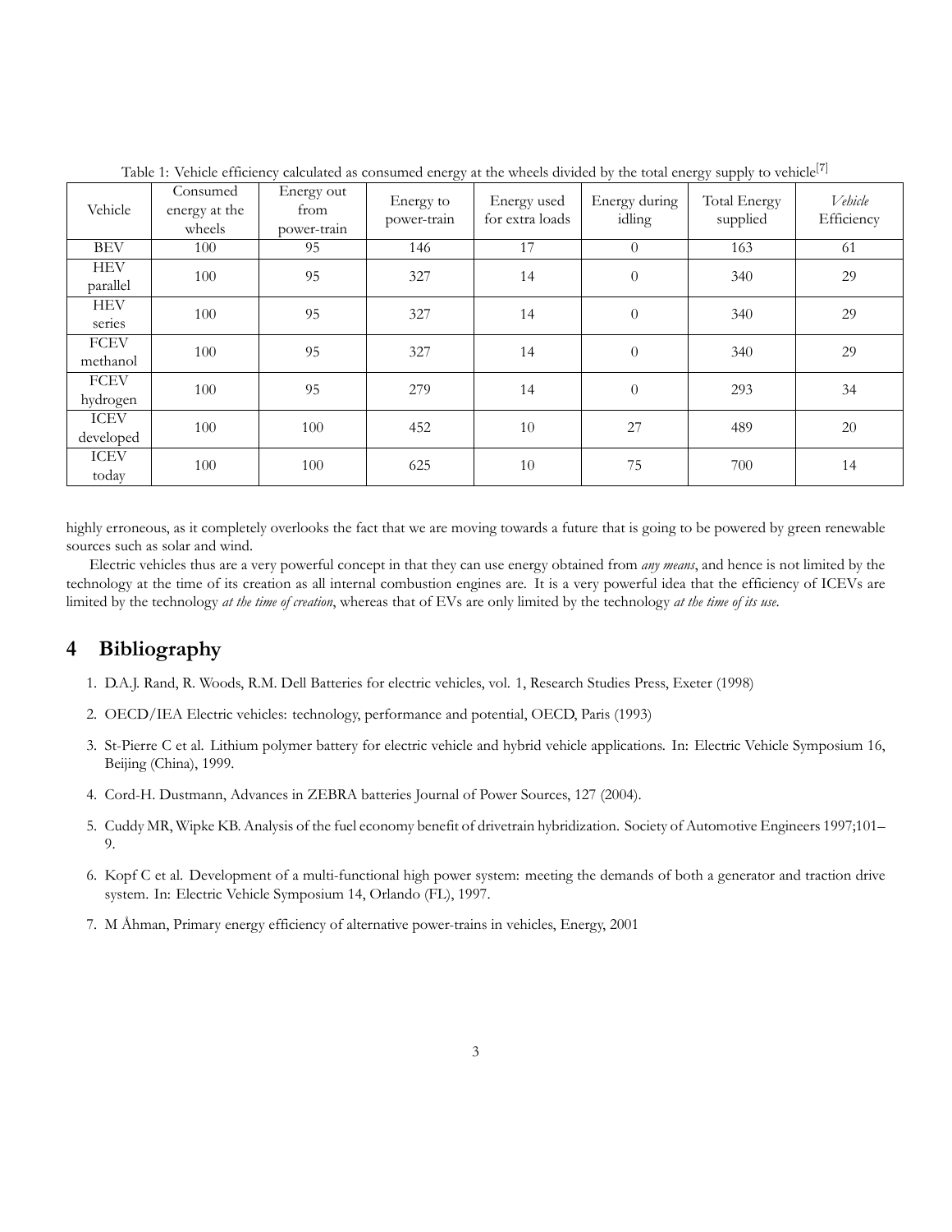Table 1: Vehicle efficiency calculated as consumed energy at the wheels divided by the total energy supply to vehicle[7]

| Vehicle | Consumed energy at the wheels | Energy out from power-train | Energy to power-train | Energy used for extra loads | Energy during idling | Total Energy supplied | *Vehicle* Efficiency |
|---|---|---|---|---|---|---|---|
| BEV | 100 | 95 | 146 | 17 | 0 | 163 | 61 |
| HEV parallel | 100 | 95 | 327 | 14 | 0 | 340 | 29 |
| HEV series | 100 | 95 | 327 | 14 | 0 | 340 | 29 |
| FCEV methanol | 100 | 95 | 327 | 14 | 0 | 340 | 29 |
| FCEV hydrogen | 100 | 95 | 279 | 14 | 0 | 293 | 34 |
| ICEV developed | 100 | 100 | 452 | 10 | 27 | 489 | 20 |
| ICEV today | 100 | 100 | 625 | 10 | 75 | 700 | 14 |

highly erroneous, as it completely overlooks the fact that we are moving towards a future that is going to be powered by green renewable sources such as solar and wind.

Electric vehicles thus are a very powerful concept in that they can use energy obtained from *any means*, and hence is not limited by the technology at the time of its creation as all internal combustion engines are. It is a very powerful idea that the efficiency of ICEVs are limited by the technology *at the time of creation*, whereas that of EVs are only limited by the technology *at the time of its use*.

## 4 Bibliography

1. D.A.J. Rand, R. Woods, R.M. Dell Batteries for electric vehicles, vol. 1, Research Studies Press, Exeter (1998)
2. OECD/IEA Electric vehicles: technology, performance and potential, OECD, Paris (1993)
3. St-Pierre C et al. Lithium polymer battery for electric vehicle and hybrid vehicle applications. In: Electric Vehicle Symposium 16, Beijing (China), 1999.
4. Cord-H. Dustmann, Advances in ZEBRA batteries Journal of Power Sources, 127 (2004).
5. Cuddy MR, Wipke KB. Analysis of the fuel economy benefit of drivetrain hybridization. Society of Automotive Engineers 1997;101–9.
6. Kopf C et al. Development of a multi-functional high power system: meeting the demands of both a generator and traction drive system. In: Electric Vehicle Symposium 14, Orlando (FL), 1997.
7. M Åhman, Primary energy efficiency of alternative power-trains in vehicles, Energy, 2001